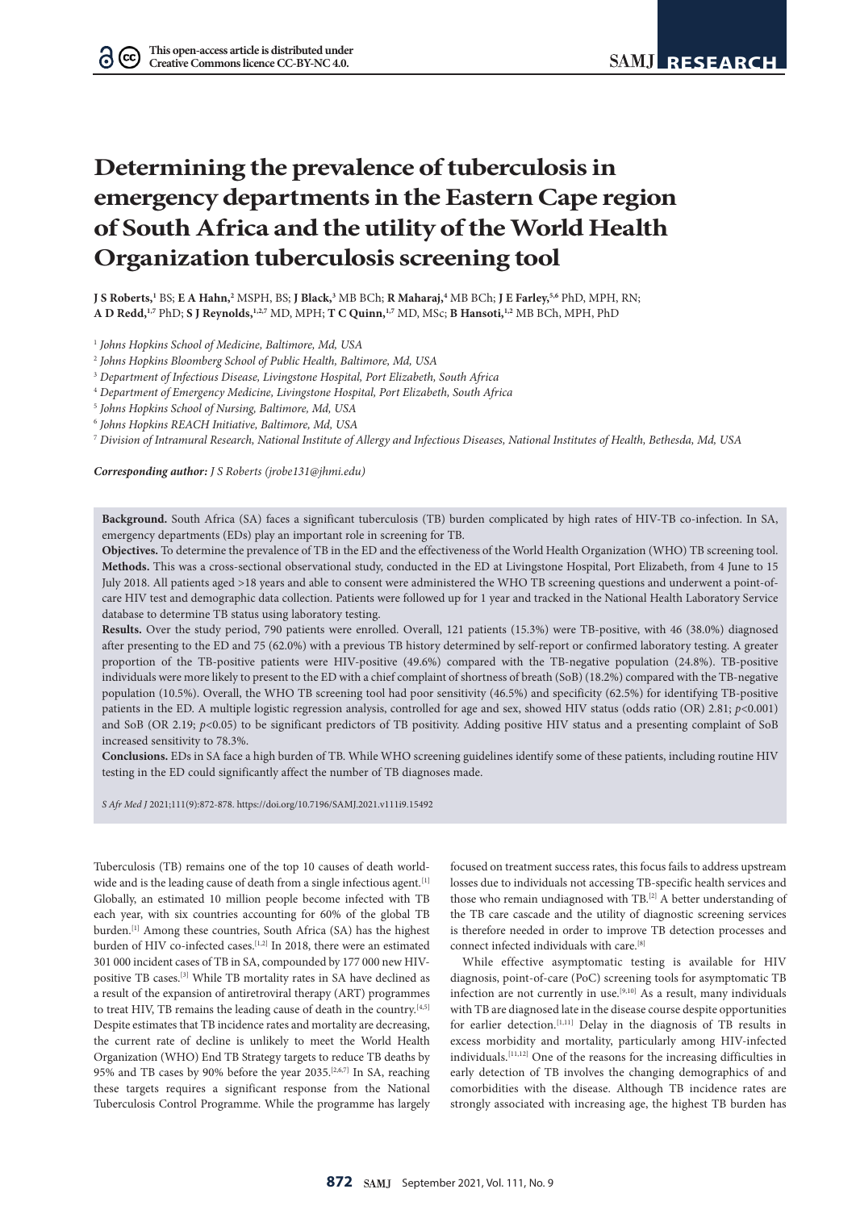# Determining the prevalence of tuberculosis in emergency departments in the Eastern Cape region of South Africa and the utility of the World Health Organization tuberculosis screening tool

**J S Roberts,**[1] BS; **E A Hahn,**[2] MSPH, BS; **J Black,**[3] MB BCh; **R Maharaj,**[4] MB BCh; **J E Farley,**[5,6] PhD, MPH, RN; **A D Redd,**[1,7] PhD; **S J Reynolds,**[1,2,7] MD, MPH; **T C Quinn,**[1,7] MD, MSc; **B Hansoti,**[1,2] MB BCh, MPH, PhD

[1] *Johns Hopkins School of Medicine, Baltimore, Md, USA*

[2] *Johns Hopkins Bloomberg School of Public Health, Baltimore, Md, USA*

[3] *Department of Infectious Disease, Livingstone Hospital, Port Elizabeth, South Africa*

[4] *Department of Emergency Medicine, Livingstone Hospital, Port Elizabeth, South Africa*

[5] *Johns Hopkins School of Nursing, Baltimore, Md, USA*

[6] *Johns Hopkins REACH Initiative, Baltimore, Md, USA*

[7] *Division of Intramural Research, National Institute of Allergy and Infectious Diseases, National Institutes of Health, Bethesda, Md, USA*

***Corresponding author:*** *J S Roberts (jrobe131@jhmi.edu)*

**Background.** South Africa (SA) faces a significant tuberculosis (TB) burden complicated by high rates of HIV-TB co-infection. In SA, emergency departments (EDs) play an important role in screening for TB.

**Objectives.** To determine the prevalence of TB in the ED and the effectiveness of the World Health Organization (WHO) TB screening tool.

**Methods.** This was a cross-sectional observational study, conducted in the ED at Livingstone Hospital, Port Elizabeth, from 4 June to 15 July 2018. All patients aged >18 years and able to consent were administered the WHO TB screening questions and underwent a point-of-care HIV test and demographic data collection. Patients were followed up for 1 year and tracked in the National Health Laboratory Service database to determine TB status using laboratory testing.

**Results.** Over the study period, 790 patients were enrolled. Overall, 121 patients (15.3%) were TB-positive, with 46 (38.0%) diagnosed after presenting to the ED and 75 (62.0%) with a previous TB history determined by self-report or confirmed laboratory testing. A greater proportion of the TB-positive patients were HIV-positive (49.6%) compared with the TB-negative population (24.8%). TB-positive individuals were more likely to present to the ED with a chief complaint of shortness of breath (SoB) (18.2%) compared with the TB-negative population (10.5%). Overall, the WHO TB screening tool had poor sensitivity (46.5%) and specificity (62.5%) for identifying TB-positive patients in the ED. A multiple logistic regression analysis, controlled for age and sex, showed HIV status (odds ratio (OR) 2.81; $p<0.001$) and SoB (OR 2.19; $p<0.05$) to be significant predictors of TB positivity. Adding positive HIV status and a presenting complaint of SoB increased sensitivity to 78.3%.

**Conclusions.** EDs in SA face a high burden of TB. While WHO screening guidelines identify some of these patients, including routine HIV testing in the ED could significantly affect the number of TB diagnoses made.

*S Afr Med J* 2021;111(9):872-878. https://doi.org/10.7196/SAMJ.2021.v111i9.15492

Tuberculosis (TB) remains one of the top 10 causes of death worldwide and is the leading cause of death from a single infectious agent.[1] Globally, an estimated 10 million people become infected with TB each year, with six countries accounting for 60% of the global TB burden.[1] Among these countries, South Africa (SA) has the highest burden of HIV co-infected cases.[1,2] In 2018, there were an estimated 301 000 incident cases of TB in SA, compounded by 177 000 new HIV-positive TB cases.[3] While TB mortality rates in SA have declined as a result of the expansion of antiretroviral therapy (ART) programmes to treat HIV, TB remains the leading cause of death in the country.[4,5] Despite estimates that TB incidence rates and mortality are decreasing, the current rate of decline is unlikely to meet the World Health Organization (WHO) End TB Strategy targets to reduce TB deaths by 95% and TB cases by 90% before the year 2035.[2,6,7] In SA, reaching these targets requires a significant response from the National Tuberculosis Control Programme. While the programme has largely focused on treatment success rates, this focus fails to address upstream losses due to individuals not accessing TB-specific health services and those who remain undiagnosed with TB.[2] A better understanding of the TB care cascade and the utility of diagnostic screening services is therefore needed in order to improve TB detection processes and connect infected individuals with care.[8]

While effective asymptomatic testing is available for HIV diagnosis, point-of-care (PoC) screening tools for asymptomatic TB infection are not currently in use.[9,10] As a result, many individuals with TB are diagnosed late in the disease course despite opportunities for earlier detection.[1,11] Delay in the diagnosis of TB results in excess morbidity and mortality, particularly among HIV-infected individuals.[11,12] One of the reasons for the increasing difficulties in early detection of TB involves the changing demographics of and comorbidities with the disease. Although TB incidence rates are strongly associated with increasing age, the highest TB burden has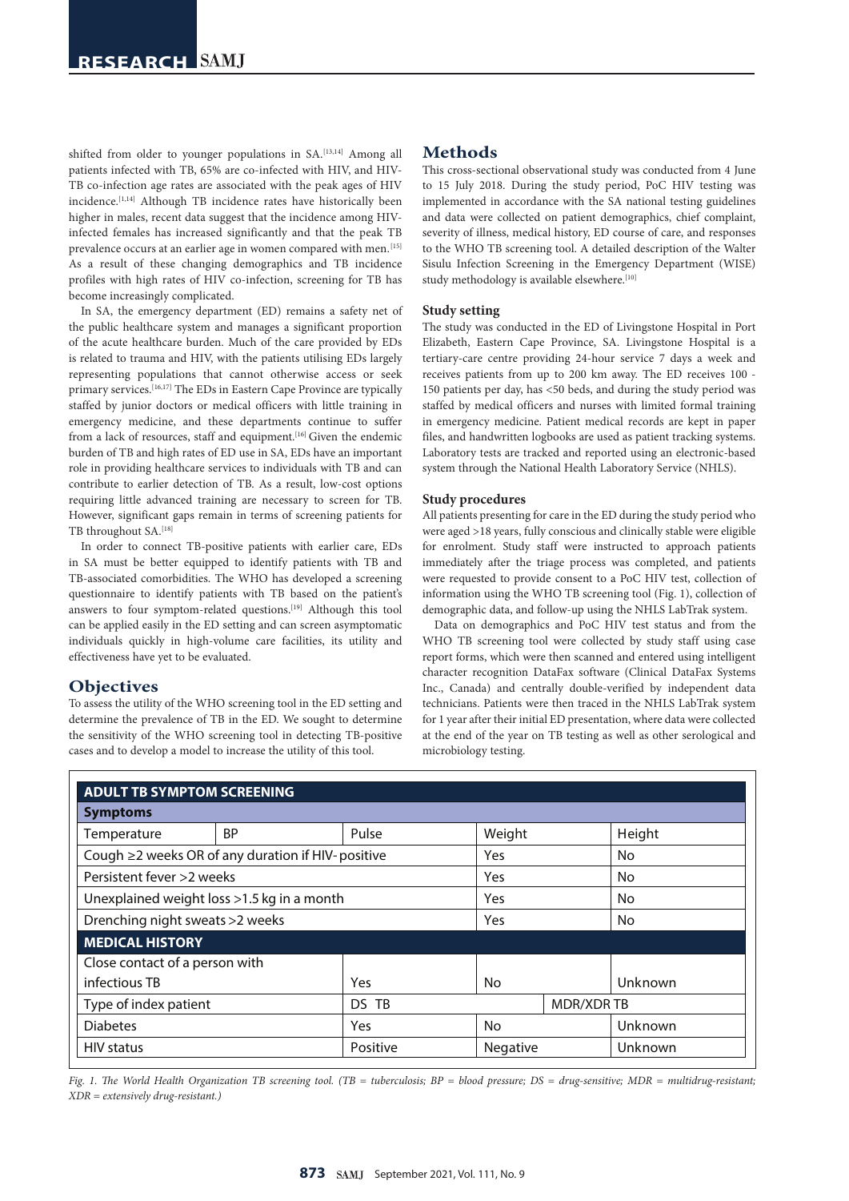shifted from older to younger populations in SA.[13,14] Among all patients infected with TB, 65% are co-infected with HIV, and HIV-TB co-infection age rates are associated with the peak ages of HIV incidence.[1,14] Although TB incidence rates have historically been higher in males, recent data suggest that the incidence among HIV-infected females has increased significantly and that the peak TB prevalence occurs at an earlier age in women compared with men.[15] As a result of these changing demographics and TB incidence profiles with high rates of HIV co-infection, screening for TB has become increasingly complicated.

In SA, the emergency department (ED) remains a safety net of the public healthcare system and manages a significant proportion of the acute healthcare burden. Much of the care provided by EDs is related to trauma and HIV, with the patients utilising EDs largely representing populations that cannot otherwise access or seek primary services.[16,17] The EDs in Eastern Cape Province are typically staffed by junior doctors or medical officers with little training in emergency medicine, and these departments continue to suffer from a lack of resources, staff and equipment.[16] Given the endemic burden of TB and high rates of ED use in SA, EDs have an important role in providing healthcare services to individuals with TB and can contribute to earlier detection of TB. As a result, low-cost options requiring little advanced training are necessary to screen for TB. However, significant gaps remain in terms of screening patients for TB throughout SA.[18]

In order to connect TB-positive patients with earlier care, EDs in SA must be better equipped to identify patients with TB and TB-associated comorbidities. The WHO has developed a screening questionnaire to identify patients with TB based on the patient's answers to four symptom-related questions.[19] Although this tool can be applied easily in the ED setting and can screen asymptomatic individuals quickly in high-volume care facilities, its utility and effectiveness have yet to be evaluated.

## Objectives

To assess the utility of the WHO screening tool in the ED setting and determine the prevalence of TB in the ED. We sought to determine the sensitivity of the WHO screening tool in detecting TB-positive cases and to develop a model to increase the utility of this tool.

## Methods

This cross-sectional observational study was conducted from 4 June to 15 July 2018. During the study period, PoC HIV testing was implemented in accordance with the SA national testing guidelines and data were collected on patient demographics, chief complaint, severity of illness, medical history, ED course of care, and responses to the WHO TB screening tool. A detailed description of the Walter Sisulu Infection Screening in the Emergency Department (WISE) study methodology is available elsewhere.[10]

### Study setting

The study was conducted in the ED of Livingstone Hospital in Port Elizabeth, Eastern Cape Province, SA. Livingstone Hospital is a tertiary-care centre providing 24-hour service 7 days a week and receives patients from up to 200 km away. The ED receives 100 - 150 patients per day, has <50 beds, and during the study period was staffed by medical officers and nurses with limited formal training in emergency medicine. Patient medical records are kept in paper files, and handwritten logbooks are used as patient tracking systems. Laboratory tests are tracked and reported using an electronic-based system through the National Health Laboratory Service (NHLS).

### Study procedures

All patients presenting for care in the ED during the study period who were aged >18 years, fully conscious and clinically stable were eligible for enrolment. Study staff were instructed to approach patients immediately after the triage process was completed, and patients were requested to provide consent to a PoC HIV test, collection of information using the WHO TB screening tool (Fig. 1), collection of demographic data, and follow-up using the NHLS LabTrak system.

Data on demographics and PoC HIV test status and from the WHO TB screening tool were collected by study staff using case report forms, which were then scanned and entered using intelligent character recognition DataFax software (Clinical DataFax Systems Inc., Canada) and centrally double-verified by independent data technicians. Patients were then traced in the NHLS LabTrak system for 1 year after their initial ED presentation, where data were collected at the end of the year on TB testing as well as other serological and microbiology testing.

| ADULT TB SYMPTOM SCREENING | | | | | |
|---|---|---|---|---|---|
| **Symptoms** | | | | | |
| Temperature | BP | Pulse | Weight | | Height |
| Cough ≥2 weeks OR of any duration if HIV-positive | | | Yes | | No |
| Persistent fever >2 weeks | | | Yes | | No |
| Unexplained weight loss >1.5 kg in a month | | | Yes | | No |
| Drenching night sweats >2 weeks | | | Yes | | No |
| **MEDICAL HISTORY** | | | | | |
| Close contact of a person with infectious TB | | Yes | No | | Unknown |
| Type of index patient | | DS TB | | MDR/XDR TB | |
| Diabetes | | Yes | No | | Unknown |
| HIV status | | Positive | Negative | | Unknown |

*Fig. 1. The World Health Organization TB screening tool. (TB = tuberculosis; BP = blood pressure; DS = drug-sensitive; MDR = multidrug-resistant; XDR = extensively drug-resistant.)*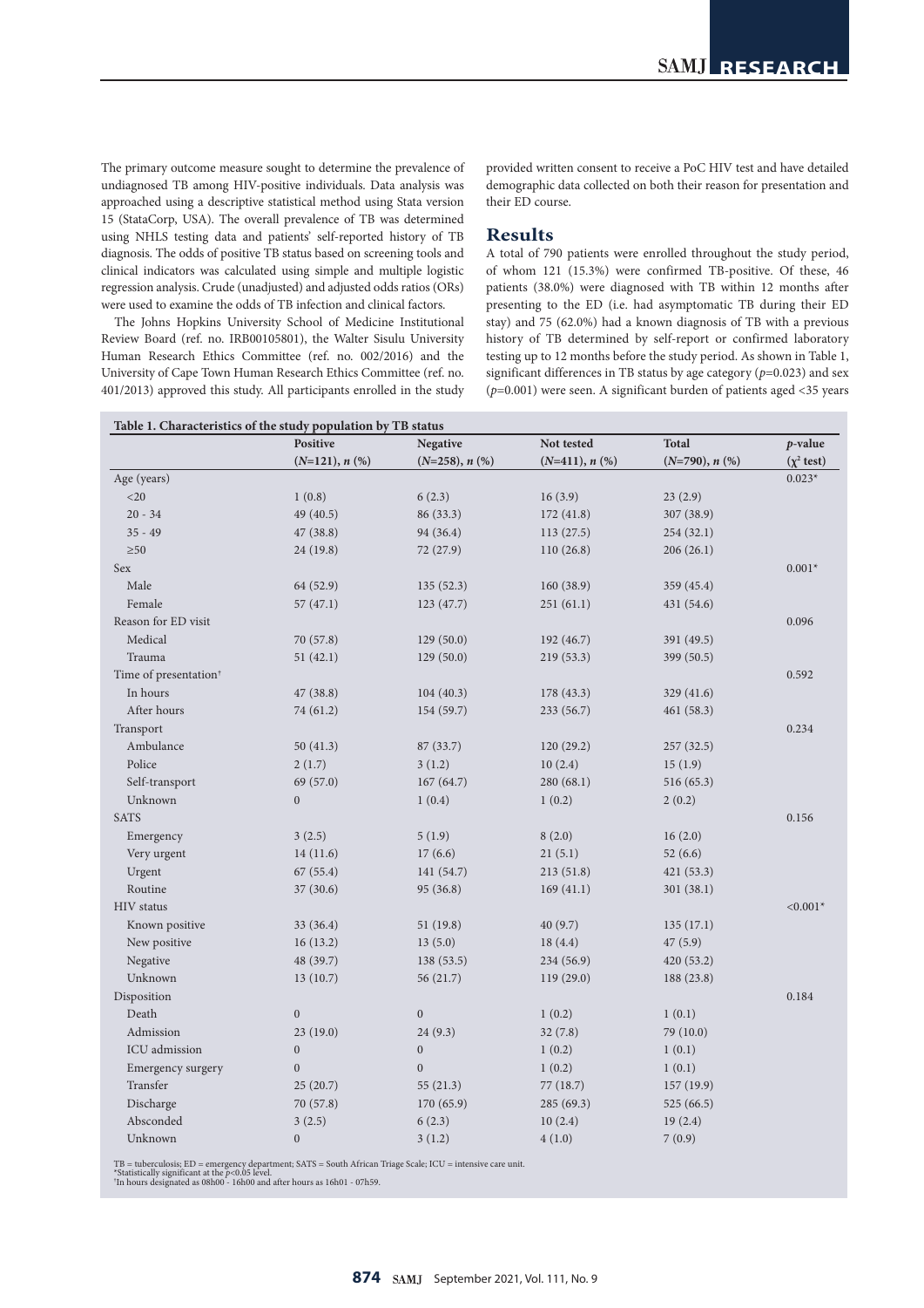The primary outcome measure sought to determine the prevalence of undiagnosed TB among HIV-positive individuals. Data analysis was approached using a descriptive statistical method using Stata version 15 (StataCorp, USA). The overall prevalence of TB was determined using NHLS testing data and patients' self-reported history of TB diagnosis. The odds of positive TB status based on screening tools and clinical indicators was calculated using simple and multiple logistic regression analysis. Crude (unadjusted) and adjusted odds ratios (ORs) were used to examine the odds of TB infection and clinical factors.

The Johns Hopkins University School of Medicine Institutional Review Board (ref. no. IRB00105801), the Walter Sisulu University Human Research Ethics Committee (ref. no. 002/2016) and the University of Cape Town Human Research Ethics Committee (ref. no. 401/2013) approved this study. All participants enrolled in the study provided written consent to receive a PoC HIV test and have detailed demographic data collected on both their reason for presentation and their ED course.

## Results

A total of 790 patients were enrolled throughout the study period, of whom 121 (15.3%) were confirmed TB-positive. Of these, 46 patients (38.0%) were diagnosed with TB within 12 months after presenting to the ED (i.e. had asymptomatic TB during their ED stay) and 75 (62.0%) had a known diagnosis of TB with a previous history of TB determined by self-report or confirmed laboratory testing up to 12 months before the study period. As shown in Table 1, significant differences in TB status by age category ($p$=0.023) and sex ($p$=0.001) were seen. A significant burden of patients aged <35 years

**Table 1. Characteristics of the study population by TB status**

| | Positive ($N$=121), $n$ (%) | Negative ($N$=258), $n$ (%) | Not tested ($N$=411), $n$ (%) | Total ($N$=790), $n$ (%) | $p$-value ($\chi^2$ test) |
|---|---|---|---|---|---|
| Age (years) | | | | | 0.023* |
| <20 | 1 (0.8) | 6 (2.3) | 16 (3.9) | 23 (2.9) | |
| 20 - 34 | 49 (40.5) | 86 (33.3) | 172 (41.8) | 307 (38.9) | |
| 35 - 49 | 47 (38.8) | 94 (36.4) | 113 (27.5) | 254 (32.1) | |
| ≥50 | 24 (19.8) | 72 (27.9) | 110 (26.8) | 206 (26.1) | |
| Sex | | | | | 0.001* |
| Male | 64 (52.9) | 135 (52.3) | 160 (38.9) | 359 (45.4) | |
| Female | 57 (47.1) | 123 (47.7) | 251 (61.1) | 431 (54.6) | |
| Reason for ED visit | | | | | 0.096 |
| Medical | 70 (57.8) | 129 (50.0) | 192 (46.7) | 391 (49.5) | |
| Trauma | 51 (42.1) | 129 (50.0) | 219 (53.3) | 399 (50.5) | |
| Time of presentation† | | | | | 0.592 |
| In hours | 47 (38.8) | 104 (40.3) | 178 (43.3) | 329 (41.6) | |
| After hours | 74 (61.2) | 154 (59.7) | 233 (56.7) | 461 (58.3) | |
| Transport | | | | | 0.234 |
| Ambulance | 50 (41.3) | 87 (33.7) | 120 (29.2) | 257 (32.5) | |
| Police | 2 (1.7) | 3 (1.2) | 10 (2.4) | 15 (1.9) | |
| Self-transport | 69 (57.0) | 167 (64.7) | 280 (68.1) | 516 (65.3) | |
| Unknown | 0 | 1 (0.4) | 1 (0.2) | 2 (0.2) | |
| SATS | | | | | 0.156 |
| Emergency | 3 (2.5) | 5 (1.9) | 8 (2.0) | 16 (2.0) | |
| Very urgent | 14 (11.6) | 17 (6.6) | 21 (5.1) | 52 (6.6) | |
| Urgent | 67 (55.4) | 141 (54.7) | 213 (51.8) | 421 (53.3) | |
| Routine | 37 (30.6) | 95 (36.8) | 169 (41.1) | 301 (38.1) | |
| HIV status | | | | | <0.001* |
| Known positive | 33 (36.4) | 51 (19.8) | 40 (9.7) | 135 (17.1) | |
| New positive | 16 (13.2) | 13 (5.0) | 18 (4.4) | 47 (5.9) | |
| Negative | 48 (39.7) | 138 (53.5) | 234 (56.9) | 420 (53.2) | |
| Unknown | 13 (10.7) | 56 (21.7) | 119 (29.0) | 188 (23.8) | |
| Disposition | | | | | 0.184 |
| Death | 0 | 0 | 1 (0.2) | 1 (0.1) | |
| Admission | 23 (19.0) | 24 (9.3) | 32 (7.8) | 79 (10.0) | |
| ICU admission | 0 | 0 | 1 (0.2) | 1 (0.1) | |
| Emergency surgery | 0 | 0 | 1 (0.2) | 1 (0.1) | |
| Transfer | 25 (20.7) | 55 (21.3) | 77 (18.7) | 157 (19.9) | |
| Discharge | 70 (57.8) | 170 (65.9) | 285 (69.3) | 525 (66.5) | |
| Absconded | 3 (2.5) | 6 (2.3) | 10 (2.4) | 19 (2.4) | |
| Unknown | 0 | 3 (1.2) | 4 (1.0) | 7 (0.9) | |

TB = tuberculosis; ED = emergency department; SATS = South African Triage Scale; ICU = intensive care unit.
*Statistically significant at the $p$<0.05 level.
†In hours designated as 08h00 - 16h00 and after hours as 16h01 - 07h59.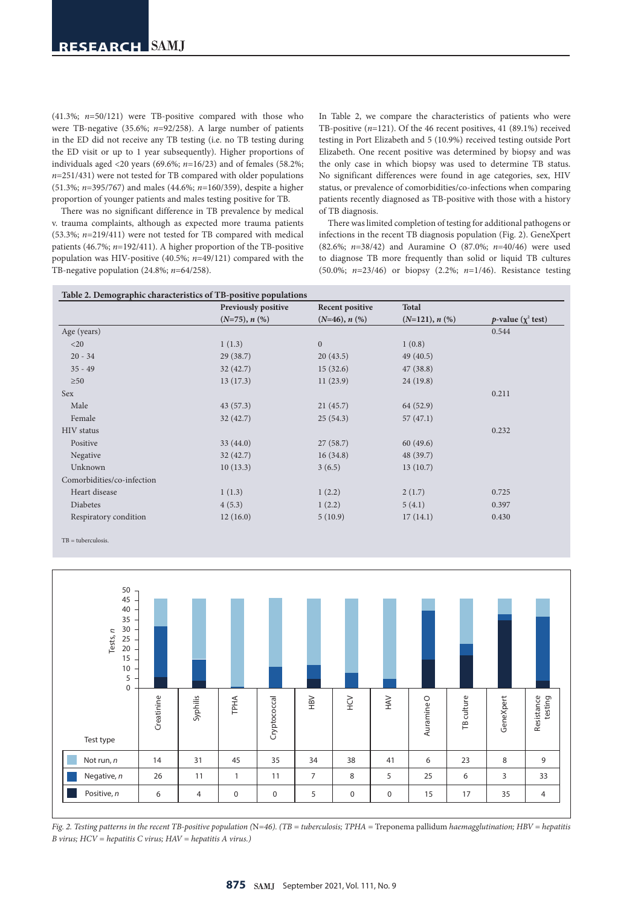(41.3%; *n*=50/121) were TB-positive compared with those who were TB-negative (35.6%; *n*=92/258). A large number of patients in the ED did not receive any TB testing (i.e. no TB testing during the ED visit or up to 1 year subsequently). Higher proportions of individuals aged <20 years (69.6%; *n*=16/23) and of females (58.2%; *n*=251/431) were not tested for TB compared with older populations (51.3%; *n*=395/767) and males (44.6%; *n*=160/359), despite a higher proportion of younger patients and males testing positive for TB.

There was no significant difference in TB prevalence by medical v. trauma complaints, although as expected more trauma patients (53.3%; *n*=219/411) were not tested for TB compared with medical patients (46.7%; *n*=192/411). A higher proportion of the TB-positive population was HIV-positive (40.5%; *n*=49/121) compared with the TB-negative population (24.8%; *n*=64/258).

In Table 2, we compare the characteristics of patients who were TB-positive (*n*=121). Of the 46 recent positives, 41 (89.1%) received testing in Port Elizabeth and 5 (10.9%) received testing outside Port Elizabeth. One recent positive was determined by biopsy and was the only case in which biopsy was used to determine TB status. No significant differences were found in age categories, sex, HIV status, or prevalence of comorbidities/co-infections when comparing patients recently diagnosed as TB-positive with those with a history of TB diagnosis.

There was limited completion of testing for additional pathogens or infections in the recent TB diagnosis population (Fig. 2). GeneXpert (82.6%; *n*=38/42) and Auramine O (87.0%; *n*=40/46) were used to diagnose TB more frequently than solid or liquid TB cultures (50.0%; *n*=23/46) or biopsy (2.2%; *n*=1/46). Resistance testing

**Table 2. Demographic characteristics of TB-positive populations**

| | Previously positive (*N*=75), *n* (%) | Recent positive (*N*=46), *n* (%) | Total (*N*=121), *n* (%) | *p*-value ($\chi^2$ test) |
|---|---|---|---|---|
| Age (years) | | | | 0.544 |
| <20 | 1 (1.3) | 0 | 1 (0.8) | |
| 20 - 34 | 29 (38.7) | 20 (43.5) | 49 (40.5) | |
| 35 - 49 | 32 (42.7) | 15 (32.6) | 47 (38.8) | |
| ≥50 | 13 (17.3) | 11 (23.9) | 24 (19.8) | |
| Sex | | | | 0.211 |
| Male | 43 (57.3) | 21 (45.7) | 64 (52.9) | |
| Female | 32 (42.7) | 25 (54.3) | 57 (47.1) | |
| HIV status | | | | 0.232 |
| Positive | 33 (44.0) | 27 (58.7) | 60 (49.6) | |
| Negative | 32 (42.7) | 16 (34.8) | 48 (39.7) | |
| Unknown | 10 (13.3) | 3 (6.5) | 13 (10.7) | |
| Comorbidities/co-infection | | | | |
| Heart disease | 1 (1.3) | 1 (2.2) | 2 (1.7) | 0.725 |
| Diabetes | 4 (5.3) | 1 (2.2) | 5 (4.1) | 0.397 |
| Respiratory condition | 12 (16.0) | 5 (10.9) | 17 (14.1) | 0.430 |

TB = tuberculosis.

| Test type | Creatinine | Syphilis | TPHA | Cryptococcal | HBV | HCV | HAV | Auramine O | TB culture | GeneXpert | Resistance testing |
|---|---|---|---|---|---|---|---|---|---|---|---|
| Not run, *n* | 14 | 31 | 45 | 35 | 34 | 38 | 41 | 6 | 23 | 8 | 9 |
| Negative, *n* | 26 | 11 | 1 | 11 | 7 | 8 | 5 | 25 | 6 | 3 | 33 |
| Positive, *n* | 6 | 4 | 0 | 0 | 5 | 0 | 0 | 15 | 17 | 35 | 4 |

*Fig. 2. Testing patterns in the recent TB-positive population (N=46). (TB = tuberculosis; TPHA =* Treponema pallidum *haemagglutination; HBV = hepatitis B virus; HCV = hepatitis C virus; HAV = hepatitis A virus.)*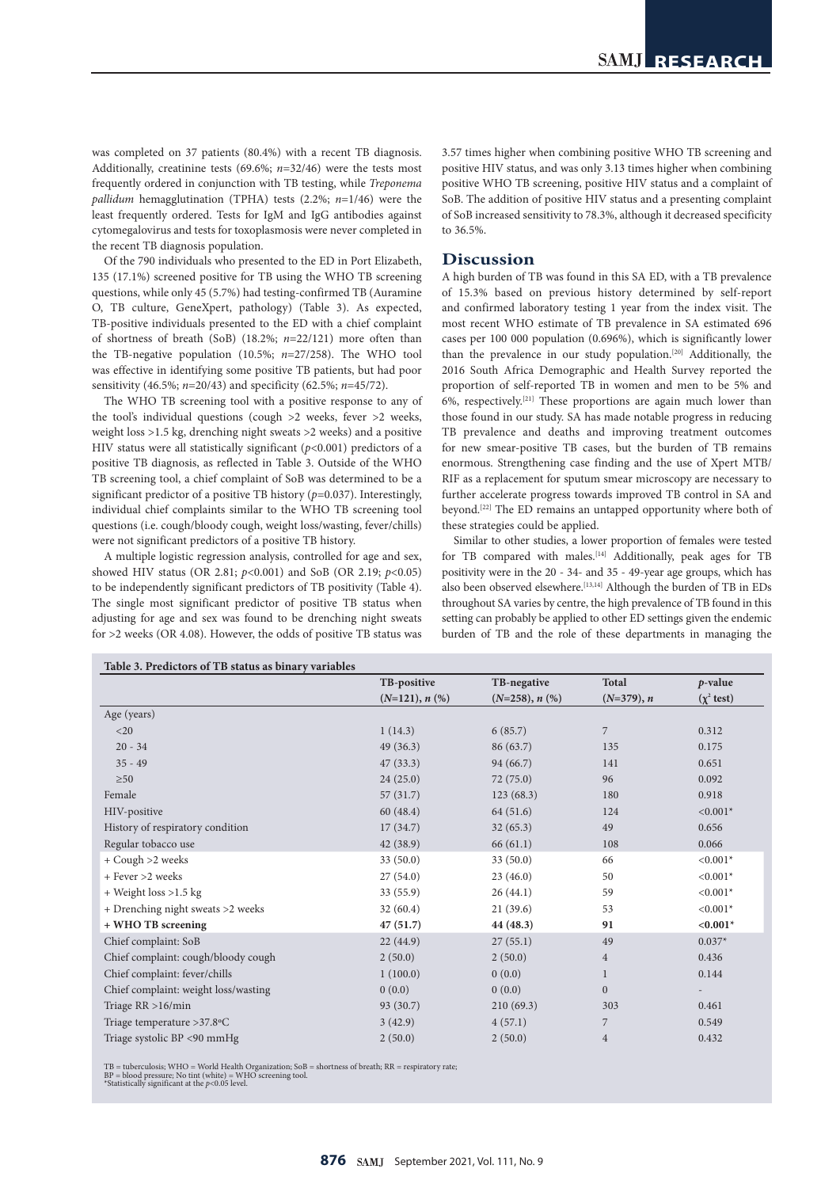was completed on 37 patients (80.4%) with a recent TB diagnosis. Additionally, creatinine tests (69.6%; *n*=32/46) were the tests most frequently ordered in conjunction with TB testing, while *Treponema pallidum* hemagglutination (TPHA) tests (2.2%; *n*=1/46) were the least frequently ordered. Tests for IgM and IgG antibodies against cytomegalovirus and tests for toxoplasmosis were never completed in the recent TB diagnosis population.

Of the 790 individuals who presented to the ED in Port Elizabeth, 135 (17.1%) screened positive for TB using the WHO TB screening questions, while only 45 (5.7%) had testing-confirmed TB (Auramine O, TB culture, GeneXpert, pathology) (Table 3). As expected, TB-positive individuals presented to the ED with a chief complaint of shortness of breath (SoB) (18.2%; *n*=22/121) more often than the TB-negative population (10.5%; *n*=27/258). The WHO tool was effective in identifying some positive TB patients, but had poor sensitivity (46.5%; *n*=20/43) and specificity (62.5%; *n*=45/72).

The WHO TB screening tool with a positive response to any of the tool's individual questions (cough >2 weeks, fever >2 weeks, weight loss >1.5 kg, drenching night sweats >2 weeks) and a positive HIV status were all statistically significant ($p<0.001$) predictors of a positive TB diagnosis, as reflected in Table 3. Outside of the WHO TB screening tool, a chief complaint of SoB was determined to be a significant predictor of a positive TB history ($p=0.037$). Interestingly, individual chief complaints similar to the WHO TB screening tool questions (i.e. cough/bloody cough, weight loss/wasting, fever/chills) were not significant predictors of a positive TB history.

A multiple logistic regression analysis, controlled for age and sex, showed HIV status (OR 2.81; $p<0.001$) and SoB (OR 2.19; $p<0.05$) to be independently significant predictors of TB positivity (Table 4). The single most significant predictor of positive TB status when adjusting for age and sex was found to be drenching night sweats for >2 weeks (OR 4.08). However, the odds of positive TB status was 3.57 times higher when combining positive WHO TB screening and positive HIV status, and was only 3.13 times higher when combining positive WHO TB screening, positive HIV status and a complaint of SoB. The addition of positive HIV status and a presenting complaint of SoB increased sensitivity to 78.3%, although it decreased specificity to 36.5%.

## Discussion

A high burden of TB was found in this SA ED, with a TB prevalence of 15.3% based on previous history determined by self-report and confirmed laboratory testing 1 year from the index visit. The most recent WHO estimate of TB prevalence in SA estimated 696 cases per 100 000 population (0.696%), which is significantly lower than the prevalence in our study population.[20] Additionally, the 2016 South Africa Demographic and Health Survey reported the proportion of self-reported TB in women and men to be 5% and 6%, respectively.[21] These proportions are again much lower than those found in our study. SA has made notable progress in reducing TB prevalence and deaths and improving treatment outcomes for new smear-positive TB cases, but the burden of TB remains enormous. Strengthening case finding and the use of Xpert MTB/RIF as a replacement for sputum smear microscopy are necessary to further accelerate progress towards improved TB control in SA and beyond.[22] The ED remains an untapped opportunity where both of these strategies could be applied.

Similar to other studies, a lower proportion of females were tested for TB compared with males.[14] Additionally, peak ages for TB positivity were in the 20 - 34- and 35 - 49-year age groups, which has also been observed elsewhere.[13,14] Although the burden of TB in EDs throughout SA varies by centre, the high prevalence of TB found in this setting can probably be applied to other ED settings given the endemic burden of TB and the role of these departments in managing the

**Table 3. Predictors of TB status as binary variables**

| | TB-positive (*N*=121), *n* (%) | TB-negative (*N*=258), *n* (%) | Total (*N*=379), *n* | *p*-value ($\chi^2$ test) |
|---|---|---|---|---|
| Age (years) | | | | |
| <20 | 1 (14.3) | 6 (85.7) | 7 | 0.312 |
| 20 - 34 | 49 (36.3) | 86 (63.7) | 135 | 0.175 |
| 35 - 49 | 47 (33.3) | 94 (66.7) | 141 | 0.651 |
| ≥50 | 24 (25.0) | 72 (75.0) | 96 | 0.092 |
| Female | 57 (31.7) | 123 (68.3) | 180 | 0.918 |
| HIV-positive | 60 (48.4) | 64 (51.6) | 124 | <0.001* |
| History of respiratory condition | 17 (34.7) | 32 (65.3) | 49 | 0.656 |
| Regular tobacco use | 42 (38.9) | 66 (61.1) | 108 | 0.066 |
| + Cough >2 weeks | 33 (50.0) | 33 (50.0) | 66 | <0.001* |
| + Fever >2 weeks | 27 (54.0) | 23 (46.0) | 50 | <0.001* |
| + Weight loss >1.5 kg | 33 (55.9) | 26 (44.1) | 59 | <0.001* |
| + Drenching night sweats >2 weeks | 32 (60.4) | 21 (39.6) | 53 | <0.001* |
| **+ WHO TB screening** | **47 (51.7)** | **44 (48.3)** | **91** | **<0.001*** |
| Chief complaint: SoB | 22 (44.9) | 27 (55.1) | 49 | 0.037* |
| Chief complaint: cough/bloody cough | 2 (50.0) | 2 (50.0) | 4 | 0.436 |
| Chief complaint: fever/chills | 1 (100.0) | 0 (0.0) | 1 | 0.144 |
| Chief complaint: weight loss/wasting | 0 (0.0) | 0 (0.0) | 0 | - |
| Triage RR >16/min | 93 (30.7) | 210 (69.3) | 303 | 0.461 |
| Triage temperature >37.8°C | 3 (42.9) | 4 (57.1) | 7 | 0.549 |
| Triage systolic BP <90 mmHg | 2 (50.0) | 2 (50.0) | 4 | 0.432 |

TB = tuberculosis; WHO = World Health Organization; SoB = shortness of breath; RR = respiratory rate; BP = blood pressure; No tint (white) = WHO screening tool.
*Statistically significant at the $p<0.05$ level.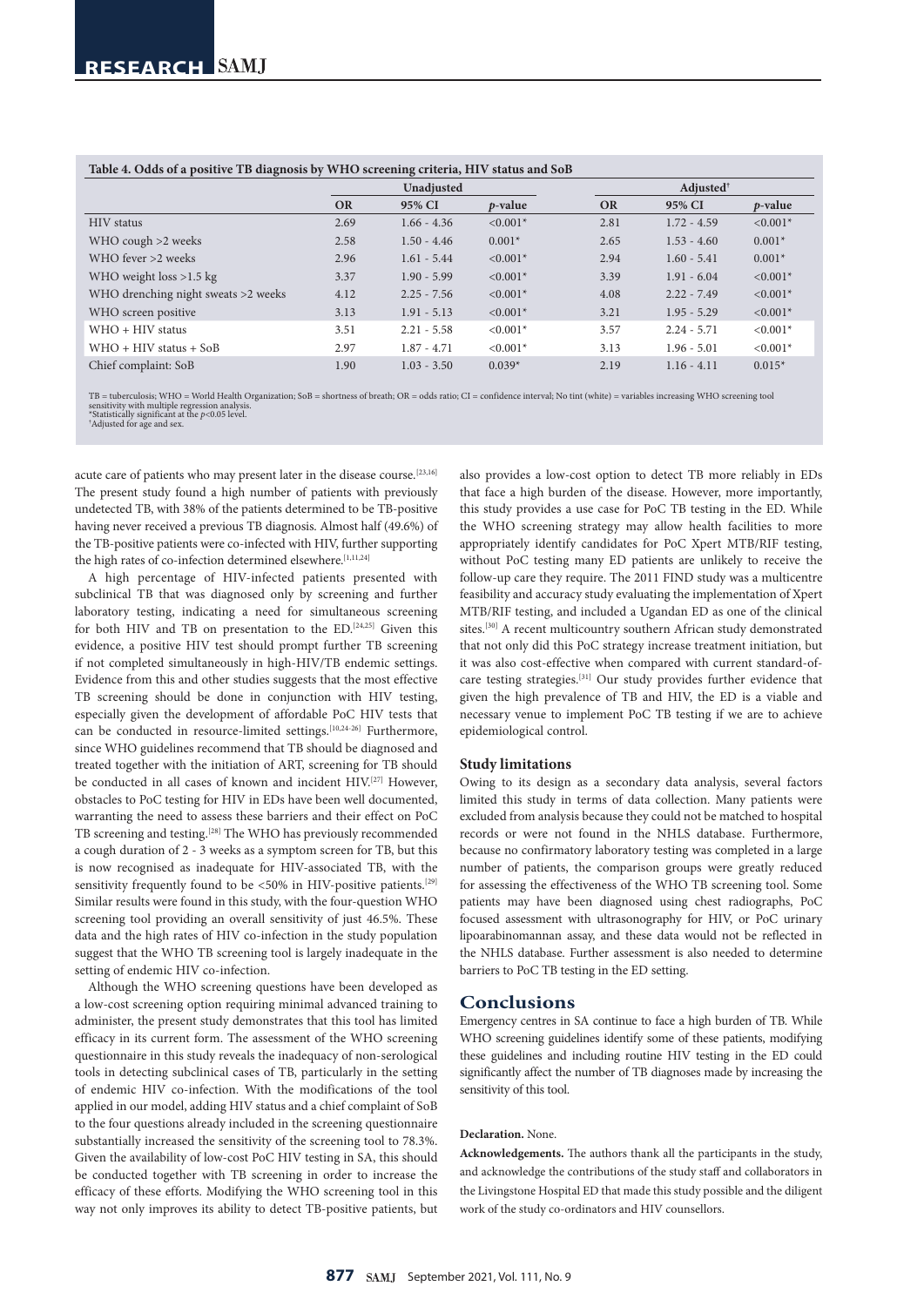**Table 4. Odds of a positive TB diagnosis by WHO screening criteria, HIV status and SoB**

| | Unadjusted | | | Adjusted† | | |
|---|---|---|---|---|---|---|
| | OR | 95% CI | *p*-value | OR | 95% CI | *p*-value |
| HIV status | 2.69 | 1.66 - 4.36 | <0.001* | 2.81 | 1.72 - 4.59 | <0.001* |
| WHO cough >2 weeks | 2.58 | 1.50 - 4.46 | 0.001* | 2.65 | 1.53 - 4.60 | 0.001* |
| WHO fever >2 weeks | 2.96 | 1.61 - 5.44 | <0.001* | 2.94 | 1.60 - 5.41 | 0.001* |
| WHO weight loss >1.5 kg | 3.37 | 1.90 - 5.99 | <0.001* | 3.39 | 1.91 - 6.04 | <0.001* |
| WHO drenching night sweats >2 weeks | 4.12 | 2.25 - 7.56 | <0.001* | 4.08 | 2.22 - 7.49 | <0.001* |
| WHO screen positive | 3.13 | 1.91 - 5.13 | <0.001* | 3.21 | 1.95 - 5.29 | <0.001* |
| WHO + HIV status | 3.51 | 2.21 - 5.58 | <0.001* | 3.57 | 2.24 - 5.71 | <0.001* |
| WHO + HIV status + SoB | 2.97 | 1.87 - 4.71 | <0.001* | 3.13 | 1.96 - 5.01 | <0.001* |
| Chief complaint: SoB | 1.90 | 1.03 - 3.50 | 0.039* | 2.19 | 1.16 - 4.11 | 0.015* |

TB = tuberculosis; WHO = World Health Organization; SoB = shortness of breath; OR = odds ratio; CI = confidence interval; No tint (white) = variables increasing WHO screening tool sensitivity with multiple regression analysis.
*Statistically significant at the $p<0.05$ level.
†Adjusted for age and sex.

acute care of patients who may present later in the disease course.[23,16] The present study found a high number of patients with previously undetected TB, with 38% of the patients determined to be TB-positive having never received a previous TB diagnosis. Almost half (49.6%) of the TB-positive patients were co-infected with HIV, further supporting the high rates of co-infection determined elsewhere.[1,11,24]

A high percentage of HIV-infected patients presented with subclinical TB that was diagnosed only by screening and further laboratory testing, indicating a need for simultaneous screening for both HIV and TB on presentation to the ED.[24,25] Given this evidence, a positive HIV test should prompt further TB screening if not completed simultaneously in high-HIV/TB endemic settings. Evidence from this and other studies suggests that the most effective TB screening should be done in conjunction with HIV testing, especially given the development of affordable PoC HIV tests that can be conducted in resource-limited settings.[10,24-26] Furthermore, since WHO guidelines recommend that TB should be diagnosed and treated together with the initiation of ART, screening for TB should be conducted in all cases of known and incident HIV.[27] However, obstacles to PoC testing for HIV in EDs have been well documented, warranting the need to assess these barriers and their effect on PoC TB screening and testing.[28] The WHO has previously recommended a cough duration of 2 - 3 weeks as a symptom screen for TB, but this is now recognised as inadequate for HIV-associated TB, with the sensitivity frequently found to be <50% in HIV-positive patients.[29] Similar results were found in this study, with the four-question WHO screening tool providing an overall sensitivity of just 46.5%. These data and the high rates of HIV co-infection in the study population suggest that the WHO TB screening tool is largely inadequate in the setting of endemic HIV co-infection.

Although the WHO screening questions have been developed as a low-cost screening option requiring minimal advanced training to administer, the present study demonstrates that this tool has limited efficacy in its current form. The assessment of the WHO screening questionnaire in this study reveals the inadequacy of non-serological tools in detecting subclinical cases of TB, particularly in the setting of endemic HIV co-infection. With the modifications of the tool applied in our model, adding HIV status and a chief complaint of SoB to the four questions already included in the screening questionnaire substantially increased the sensitivity of the screening tool to 78.3%. Given the availability of low-cost PoC HIV testing in SA, this should be conducted together with TB screening in order to increase the efficacy of these efforts. Modifying the WHO screening tool in this way not only improves its ability to detect TB-positive patients, but also provides a low-cost option to detect TB more reliably in EDs that face a high burden of the disease. However, more importantly, this study provides a use case for PoC TB testing in the ED. While the WHO screening strategy may allow health facilities to more appropriately identify candidates for PoC Xpert MTB/RIF testing, without PoC testing many ED patients are unlikely to receive the follow-up care they require. The 2011 FIND study was a multicentre feasibility and accuracy study evaluating the implementation of Xpert MTB/RIF testing, and included a Ugandan ED as one of the clinical sites.[30] A recent multicountry southern African study demonstrated that not only did this PoC strategy increase treatment initiation, but it was also cost-effective when compared with current standard-of-care testing strategies.[31] Our study provides further evidence that given the high prevalence of TB and HIV, the ED is a viable and necessary venue to implement PoC TB testing if we are to achieve epidemiological control.

### Study limitations

Owing to its design as a secondary data analysis, several factors limited this study in terms of data collection. Many patients were excluded from analysis because they could not be matched to hospital records or were not found in the NHLS database. Furthermore, because no confirmatory laboratory testing was completed in a large number of patients, the comparison groups were greatly reduced for assessing the effectiveness of the WHO TB screening tool. Some patients may have been diagnosed using chest radiographs, PoC focused assessment with ultrasonography for HIV, or PoC urinary lipoarabinomannan assay, and these data would not be reflected in the NHLS database. Further assessment is also needed to determine barriers to PoC TB testing in the ED setting.

## Conclusions

Emergency centres in SA continue to face a high burden of TB. While WHO screening guidelines identify some of these patients, modifying these guidelines and including routine HIV testing in the ED could significantly affect the number of TB diagnoses made by increasing the sensitivity of this tool.

**Declaration.** None.

**Acknowledgements.** The authors thank all the participants in the study, and acknowledge the contributions of the study staff and collaborators in the Livingstone Hospital ED that made this study possible and the diligent work of the study co-ordinators and HIV counsellors.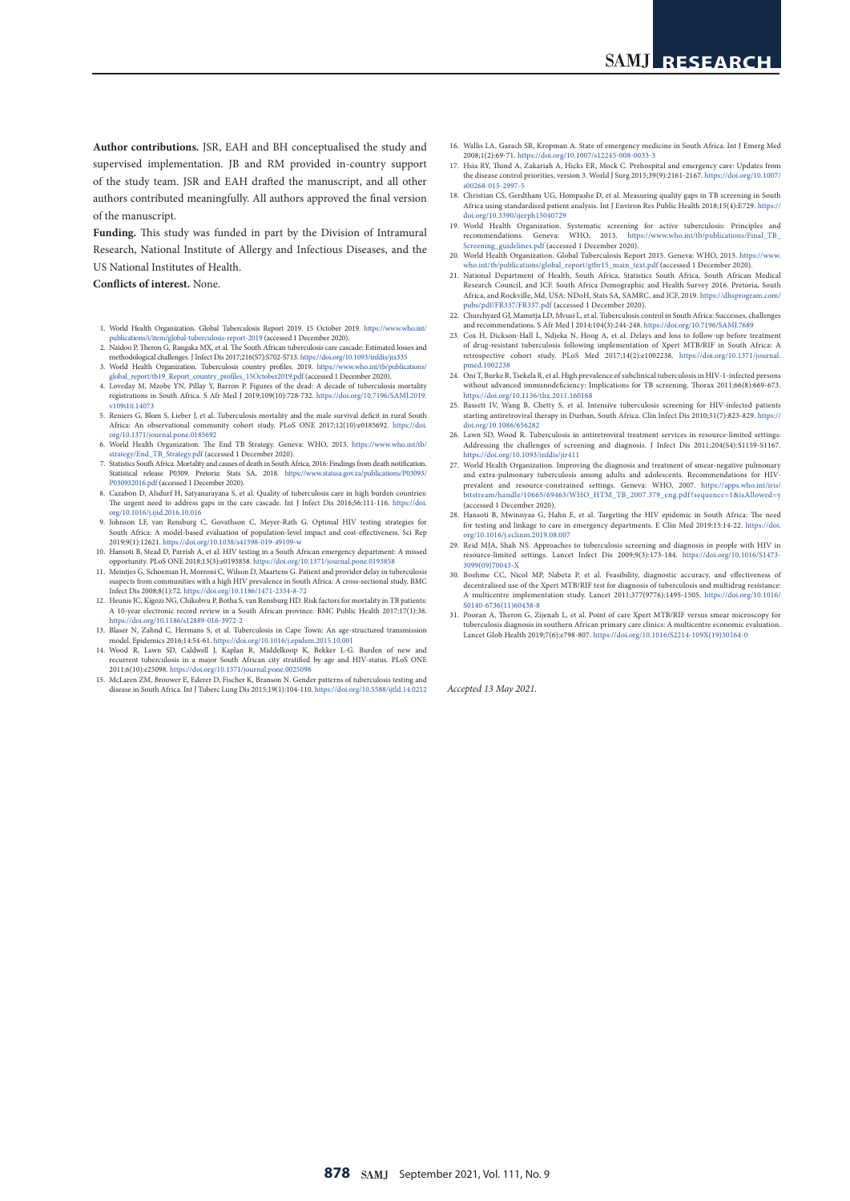**Author contributions.** JSR, EAH and BH conceptualised the study and supervised implementation. JB and RM provided in-country support of the study team. JSR and EAH drafted the manuscript, and all other authors contributed meaningfully. All authors approved the final version of the manuscript.

**Funding.** This study was funded in part by the Division of Intramural Research, National Institute of Allergy and Infectious Diseases, and the US National Institutes of Health.

**Conflicts of interest.** None.

1. World Health Organization. Global Tuberculosis Report 2019. 15 October 2019. https://www.who.int/publications/i/item/global-tuberculosis-report-2019 (accessed 1 December 2020).
2. Naidoo P, Theron G, Rangaka MX, et al. The South African tuberculosis care cascade: Estimated losses and methodological challenges. J Infect Dis 2017;216(S7):S702-S713. https://doi.org/10.1093/infdis/jix335
3. World Health Organization. Tuberculosis country profiles. 2019. https://www.who.int/tb/publications/global_report/tb19_Report_country_profiles_15October2019.pdf (accessed 1 December 2020).
4. Loveday M, Mzobe YN, Pillay Y, Barron P. Figures of the dead: A decade of tuberculosis mortality registrations in South Africa. S Afr Med J 2019;109(10):728-732. https://doi.org/10.7196/SAMJ.2019.v109i10.14073
5. Reniers G, Blom S, Lieber J, et al. Tuberculosis mortality and the male survival deficit in rural South Africa: An observational community cohort study. PLoS ONE 2017;12(10):e0185692. https://doi.org/10.1371/journal.pone.0185692
6. World Health Organization. The End TB Strategy. Geneva: WHO, 2015. https://www.who.int/tb/strategy/End_TB_Strategy.pdf (accessed 1 December 2020).
7. Statistics South Africa. Mortality and causes of death in South Africa, 2016: Findings from death notification. Statistical release P0309. Pretoria: Stats SA, 2018. https://www.statssa.gov.za/publications/P03093/P030932016.pdf (accessed 1 December 2020).
8. Cazabon D, Alsdurf H, Satyanarayana S, et al. Quality of tuberculosis care in high burden countries: The urgent need to address gaps in the care cascade. Int J Infect Dis 2016;56:111-116. https://doi.org/10.1016/j.ijid.2016.10.016
9. Johnson LF, van Rensburg C, Govathson C, Meyer-Rath G. Optimal HIV testing strategies for South Africa: A model-based evaluation of population-level impact and cost-effectiveness. Sci Rep 2019;9(1):12621. https://doi.org/10.1038/s41598-019-49109-w
10. Hansoti B, Stead D, Parrish A, et al. HIV testing in a South African emergency department: A missed opportunity. PLoS ONE 2018;13(3):e0193858. https://doi.org/10.1371/journal.pone.0193858
11. Meintjes G, Schoeman H, Morroni C, Wilson D, Maartens G. Patient and provider delay in tuberculosis suspects from communities with a high HIV prevalence in South Africa: A cross-sectional study. BMC Infect Dis 2008;8(1):72. https://doi.org/10.1186/1471-2334-8-72
12. Heunis JC, Kigozi NG, Chikobvu P, Botha S, van Rensburg HD. Risk factors for mortality in TB patients: A 10-year electronic record review in a South African province. BMC Public Health 2017;17(1):38. https://doi.org/10.1186/s12889-016-3972-2
13. Blaser N, Zahnd C, Hermans S, et al. Tuberculosis in Cape Town: An age-structured transmission model. Epidemics 2016;14:54-61. https://doi.org/10.1016/j.epidem.2015.10.001
14. Wood R, Lawn SD, Caldwell J, Kaplan R, Middelkoop K, Bekker L-G. Burden of new and recurrent tuberculosis in a major South African city stratified by age and HIV-status. PLoS ONE 2011;6(10):e25098. https://doi.org/10.1371/journal.pone.0025098
15. McLaren ZM, Brouwer E, Ederer D, Fischer K, Branson N. Gender patterns of tuberculosis testing and disease in South Africa. Int J Tuberc Lung Dis 2015;19(1):104-110. https://doi.org/10.5588/ijtld.14.0212
16. Wallis LA, Garach SR, Kropman A. State of emergency medicine in South Africa. Int J Emerg Med 2008;1(2):69-71. https://doi.org/10.1007/s12245-008-0033-3
17. Hsia RY, Thind A, Zakariah A, Hicks ER, Mock C. Prehospital and emergency care: Updates from the disease control priorities, version 3. World J Surg 2015;39(9):2161-2167. https://doi.org/10.1007/s00268-015-2997-5
18. Christian CS, Gerdtham UG, Hompashe D, et al. Measuring quality gaps in TB screening in South Africa using standardised patient analysis. Int J Environ Res Public Health 2018;15(4):E729. https://doi.org/10.3390/ijerph15040729
19. World Health Organization. Systematic screening for active tuberculosis: Principles and recommendations. Geneva: WHO, 2013. https://www.who.int/tb/publications/Final_TB_Screening_guidelines.pdf (accessed 1 December 2020).
20. World Health Organization. Global Tuberculosis Report 2015. Geneva: WHO, 2015. https://www.who.int/tb/publications/global_report/gtbr15_main_text.pdf (accessed 1 December 2020).
21. National Department of Health, South Africa, Statistics South Africa, South African Medical Research Council, and ICF. South Africa Demographic and Health Survey 2016. Pretoria, South Africa, and Rockville, Md, USA: NDoH, Stats SA, SAMRC, and ICF, 2019. https://dhsprogram.com/pubs/pdf/FR337/FR337.pdf (accessed 1 December 2020).
22. Churchyard GJ, Mametja LD, Mvusi L, et al. Tuberculosis control in South Africa: Successes, challenges and recommendations. S Afr Med J 2014;104(3):244-248. https://doi.org/10.7196/SAMJ.7689
23. Cox H, Dickson-Hall L, Ndjeka N, Hoog A, et al. Delays and loss to follow-up before treatment of drug-resistant tuberculosis following implementation of Xpert MTB/RIF in South Africa: A retrospective cohort study. PLoS Med 2017;14(2):e1002238. https://doi.org/10.1371/journal.pmed.1002238
24. Oni T, Burke R, Tsekela R, et al. High prevalence of subclinical tuberculosis in HIV-1-infected persons without advanced immunodeficiency: Implications for TB screening. Thorax 2011;66(8):669-673. https://doi.org/10.1136/thx.2011.160168
25. Bassett IV, Wang B, Chetty S, et al. Intensive tuberculosis screening for HIV-infected patients starting antiretroviral therapy in Durban, South Africa. Clin Infect Dis 2010;51(7):823-829. https://doi.org/10.1086/656282
26. Lawn SD, Wood R. Tuberculosis in antiretroviral treatment services in resource-limited settings: Addressing the challenges of screening and diagnosis. J Infect Dis 2011;204(S4):S1159-S1167. https://doi.org/10.1093/infdis/jir411
27. World Health Organization. Improving the diagnosis and treatment of smear-negative pulmonary and extra-pulmonary tuberculosis among adults and adolescents. Recommendations for HIV-prevalent and resource-constrained settings. Geneva: WHO, 2007. https://apps.who.int/iris/bitstream/handle/10665/69463/WHO_HTM_TB_2007.379_eng.pdf?sequence=1&isAllowed=y (accessed 1 December 2020).
28. Hansoti B, Mwinnyaa G, Hahn E, et al. Targeting the HIV epidemic in South Africa: The need for testing and linkage to care in emergency departments. E Clin Med 2019;15:14-22. https://doi.org/10.1016/j.eclinm.2019.08.007
29. Reid MJA, Shah NS. Approaches to tuberculosis screening and diagnosis in people with HIV in resource-limited settings. Lancet Infect Dis 2009;9(3):173-184. https://doi.org/10.1016/S1473-3099(09)70043-X
30. Boehme CC, Nicol MP, Nabeta P, et al. Feasibility, diagnostic accuracy, and effectiveness of decentralised use of the Xpert MTB/RIF test for diagnosis of tuberculosis and multidrug resistance: A multicentre implementation study. Lancet 2011;377(9776):1495-1505. https://doi.org/10.1016/S0140-6736(11)60438-8
31. Pooran A, Theron G, Zijenah L, et al. Point of care Xpert MTB/RIF versus smear microscopy for tuberculosis diagnosis in southern African primary care clinics: A multicentre economic evaluation. Lancet Glob Health 2019;7(6):e798-807. https://doi.org/10.1016/S2214-109X(19)30164-0

*Accepted 13 May 2021.*